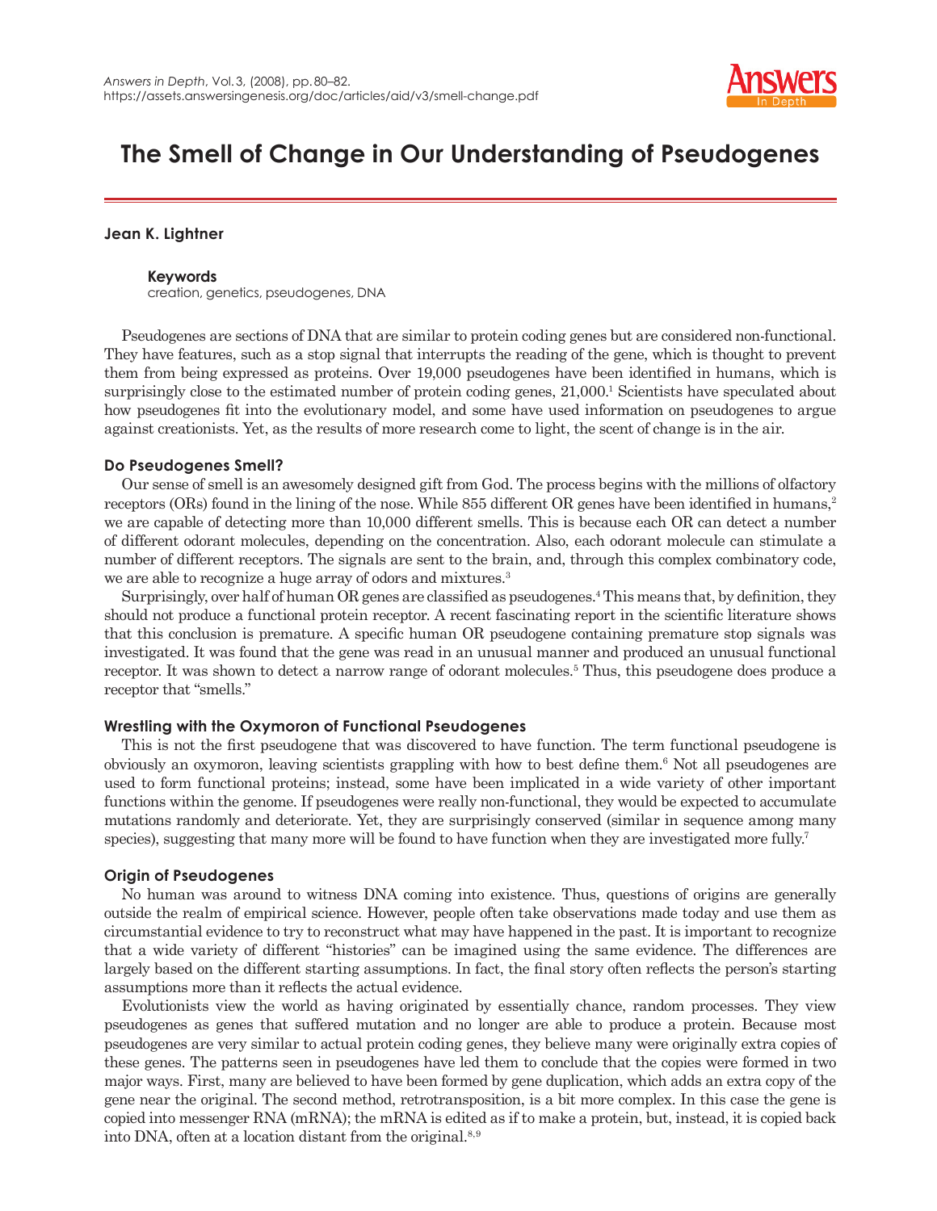# The Smell of Change in Our Understanding of Pseudogenes

**Jean K. Lightner**

**Keywords**
creation, genetics, pseudogenes, DNA

Pseudogenes are sections of DNA that are similar to protein coding genes but are considered non-functional. They have features, such as a stop signal that interrupts the reading of the gene, which is thought to prevent them from being expressed as proteins. Over 19,000 pseudogenes have been identified in humans, which is surprisingly close to the estimated number of protein coding genes, 21,000.[1] Scientists have speculated about how pseudogenes fit into the evolutionary model, and some have used information on pseudogenes to argue against creationists. Yet, as the results of more research come to light, the scent of change is in the air.

## Do Pseudogenes Smell?

Our sense of smell is an awesomely designed gift from God. The process begins with the millions of olfactory receptors (ORs) found in the lining of the nose. While 855 different OR genes have been identified in humans,[2] we are capable of detecting more than 10,000 different smells. This is because each OR can detect a number of different odorant molecules, depending on the concentration. Also, each odorant molecule can stimulate a number of different receptors. The signals are sent to the brain, and, through this complex combinatory code, we are able to recognize a huge array of odors and mixtures.[3]

Surprisingly, over half of human OR genes are classified as pseudogenes.[4] This means that, by definition, they should not produce a functional protein receptor. A recent fascinating report in the scientific literature shows that this conclusion is premature. A specific human OR pseudogene containing premature stop signals was investigated. It was found that the gene was read in an unusual manner and produced an unusual functional receptor. It was shown to detect a narrow range of odorant molecules.[5] Thus, this pseudogene does produce a receptor that "smells."

## Wrestling with the Oxymoron of Functional Pseudogenes

This is not the first pseudogene that was discovered to have function. The term functional pseudogene is obviously an oxymoron, leaving scientists grappling with how to best define them.[6] Not all pseudogenes are used to form functional proteins; instead, some have been implicated in a wide variety of other important functions within the genome. If pseudogenes were really non-functional, they would be expected to accumulate mutations randomly and deteriorate. Yet, they are surprisingly conserved (similar in sequence among many species), suggesting that many more will be found to have function when they are investigated more fully.[7]

## Origin of Pseudogenes

No human was around to witness DNA coming into existence. Thus, questions of origins are generally outside the realm of empirical science. However, people often take observations made today and use them as circumstantial evidence to try to reconstruct what may have happened in the past. It is important to recognize that a wide variety of different "histories" can be imagined using the same evidence. The differences are largely based on the different starting assumptions. In fact, the final story often reflects the person's starting assumptions more than it reflects the actual evidence.

Evolutionists view the world as having originated by essentially chance, random processes. They view pseudogenes as genes that suffered mutation and no longer are able to produce a protein. Because most pseudogenes are very similar to actual protein coding genes, they believe many were originally extra copies of these genes. The patterns seen in pseudogenes have led them to conclude that the copies were formed in two major ways. First, many are believed to have been formed by gene duplication, which adds an extra copy of the gene near the original. The second method, retrotransposition, is a bit more complex. In this case the gene is copied into messenger RNA (mRNA); the mRNA is edited as if to make a protein, but, instead, it is copied back into DNA, often at a location distant from the original.[8,9]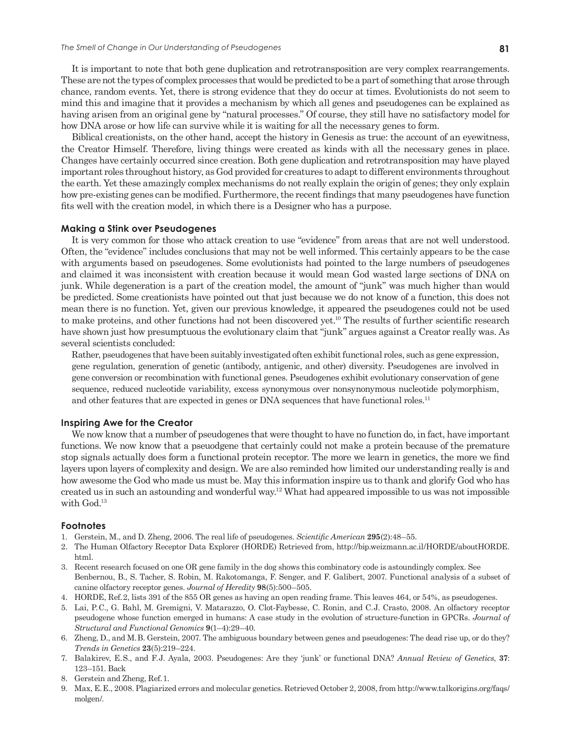It is important to note that both gene duplication and retrotransposition are very complex rearrangements. These are not the types of complex processes that would be predicted to be a part of something that arose through chance, random events. Yet, there is strong evidence that they do occur at times. Evolutionists do not seem to mind this and imagine that it provides a mechanism by which all genes and pseudogenes can be explained as having arisen from an original gene by "natural processes." Of course, they still have no satisfactory model for how DNA arose or how life can survive while it is waiting for all the necessary genes to form.

Biblical creationists, on the other hand, accept the history in Genesis as true: the account of an eyewitness, the Creator Himself. Therefore, living things were created as kinds with all the necessary genes in place. Changes have certainly occurred since creation. Both gene duplication and retrotransposition may have played important roles throughout history, as God provided for creatures to adapt to different environments throughout the earth. Yet these amazingly complex mechanisms do not really explain the origin of genes; they only explain how pre-existing genes can be modified. Furthermore, the recent findings that many pseudogenes have function fits well with the creation model, in which there is a Designer who has a purpose.

### Making a Stink over Pseudogenes

It is very common for those who attack creation to use "evidence" from areas that are not well understood. Often, the "evidence" includes conclusions that may not be well informed. This certainly appears to be the case with arguments based on pseudogenes. Some evolutionists had pointed to the large numbers of pseudogenes and claimed it was inconsistent with creation because it would mean God wasted large sections of DNA on junk. While degeneration is a part of the creation model, the amount of "junk" was much higher than would be predicted. Some creationists have pointed out that just because we do not know of a function, this does not mean there is no function. Yet, given our previous knowledge, it appeared the pseudogenes could not be used to make proteins, and other functions had not been discovered yet.[10] The results of further scientific research have shown just how presumptuous the evolutionary claim that "junk" argues against a Creator really was. As several scientists concluded:

> Rather, pseudogenes that have been suitably investigated often exhibit functional roles, such as gene expression, gene regulation, generation of genetic (antibody, antigenic, and other) diversity. Pseudogenes are involved in gene conversion or recombination with functional genes. Pseudogenes exhibit evolutionary conservation of gene sequence, reduced nucleotide variability, excess synonymous over nonsynonymous nucleotide polymorphism, and other features that are expected in genes or DNA sequences that have functional roles.[11]

### Inspiring Awe for the Creator

We now know that a number of pseudogenes that were thought to have no function do, in fact, have important functions. We now know that a pseuodgene that certainly could not make a protein because of the premature stop signals actually does form a functional protein receptor. The more we learn in genetics, the more we find layers upon layers of complexity and design. We are also reminded how limited our understanding really is and how awesome the God who made us must be. May this information inspire us to thank and glorify God who has created us in such an astounding and wonderful way.[12] What had appeared impossible to us was not impossible with God.[13]

### Footnotes

1. Gerstein, M., and D. Zheng, 2006. The real life of pseudogenes. *Scientific American* **295**(2):48–55.
2. The Human Olfactory Receptor Data Explorer (HORDE) Retrieved from, http://bip.weizmann.ac.il/HORDE/aboutHORDE.html.
3. Recent research focused on one OR gene family in the dog shows this combinatory code is astoundingly complex. See Benbernou, B., S. Tacher, S. Robin, M. Rakotomanga, F. Senger, and F. Galibert, 2007. Functional analysis of a subset of canine olfactory receptor genes. *Journal of Heredity* **98**(5):500–505.
4. HORDE, Ref. 2, lists 391 of the 855 OR genes as having an open reading frame. This leaves 464, or 54%, as pseudogenes.
5. Lai, P.C., G. Bahl, M. Gremigni, V. Matarazzo, O. Clot-Faybesse, C. Ronin, and C.J. Crasto, 2008. An olfactory receptor pseudogene whose function emerged in humans: A case study in the evolution of structure-function in GPCRs. *Journal of Structural and Functional Genomics* **9**(1–4):29–40.
6. Zheng, D., and M.B. Gerstein, 2007. The ambiguous boundary between genes and pseudogenes: The dead rise up, or do they? *Trends in Genetics* **23**(5):219–224.
7. Balakirev, E.S., and F.J. Ayala, 2003. Pseudogenes: Are they 'junk' or functional DNA? *Annual Review of Genetics*, **37**: 123–151. Back
8. Gerstein and Zheng, Ref. 1.
9. Max, E.E., 2008. Plagiarized errors and molecular genetics. Retrieved October 2, 2008, from http://www.talkorigins.org/faqs/molgen/.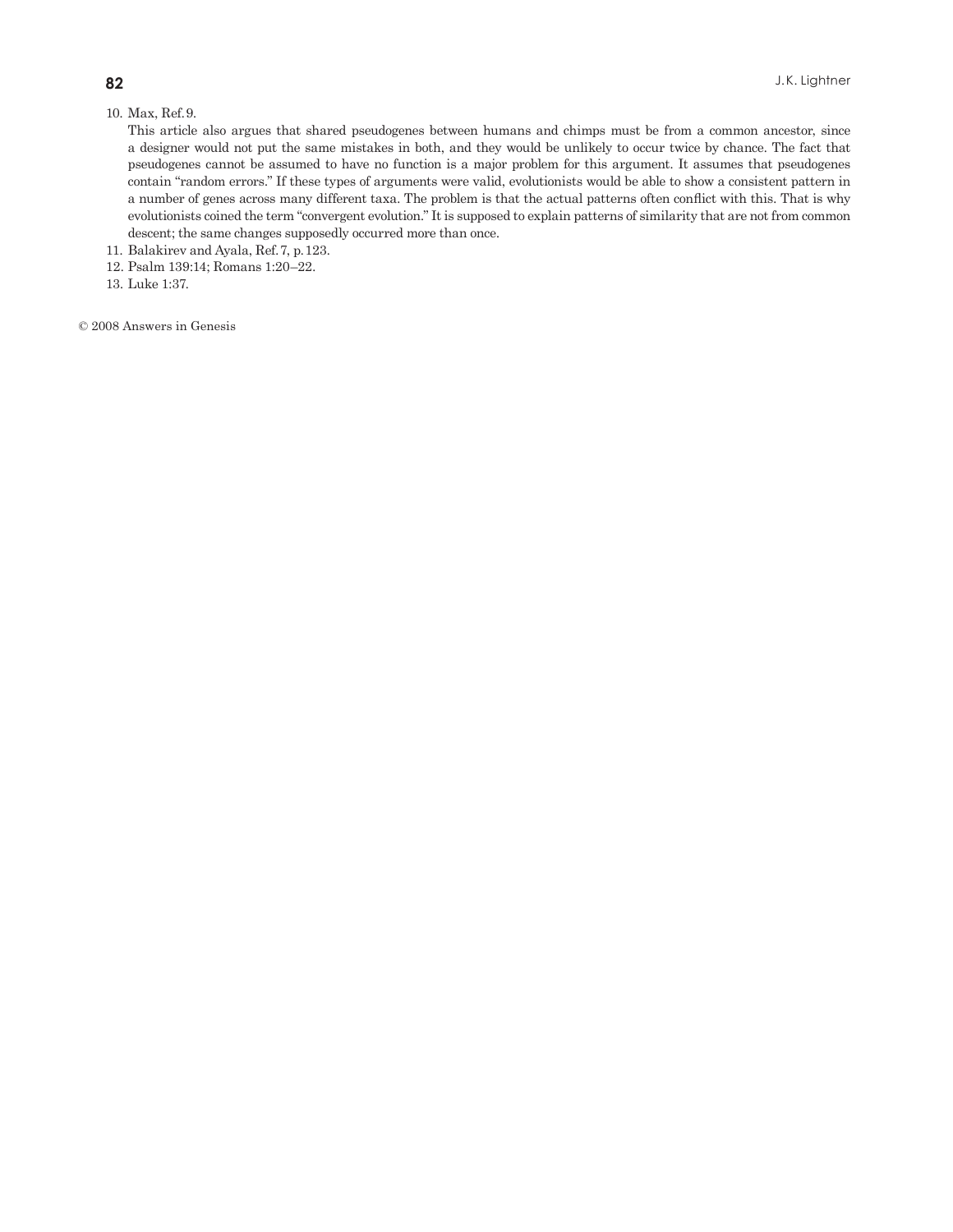10. Max, Ref. 9.

    This article also argues that shared pseudogenes between humans and chimps must be from a common ancestor, since a designer would not put the same mistakes in both, and they would be unlikely to occur twice by chance. The fact that pseudogenes cannot be assumed to have no function is a major problem for this argument. It assumes that pseudogenes contain "random errors." If these types of arguments were valid, evolutionists would be able to show a consistent pattern in a number of genes across many different taxa. The problem is that the actual patterns often conflict with this. That is why evolutionists coined the term "convergent evolution." It is supposed to explain patterns of similarity that are not from common descent; the same changes supposedly occurred more than once.
11. Balakirev and Ayala, Ref. 7, p. 123.
12. Psalm 139:14; Romans 1:20–22.
13. Luke 1:37.

© 2008 Answers in Genesis